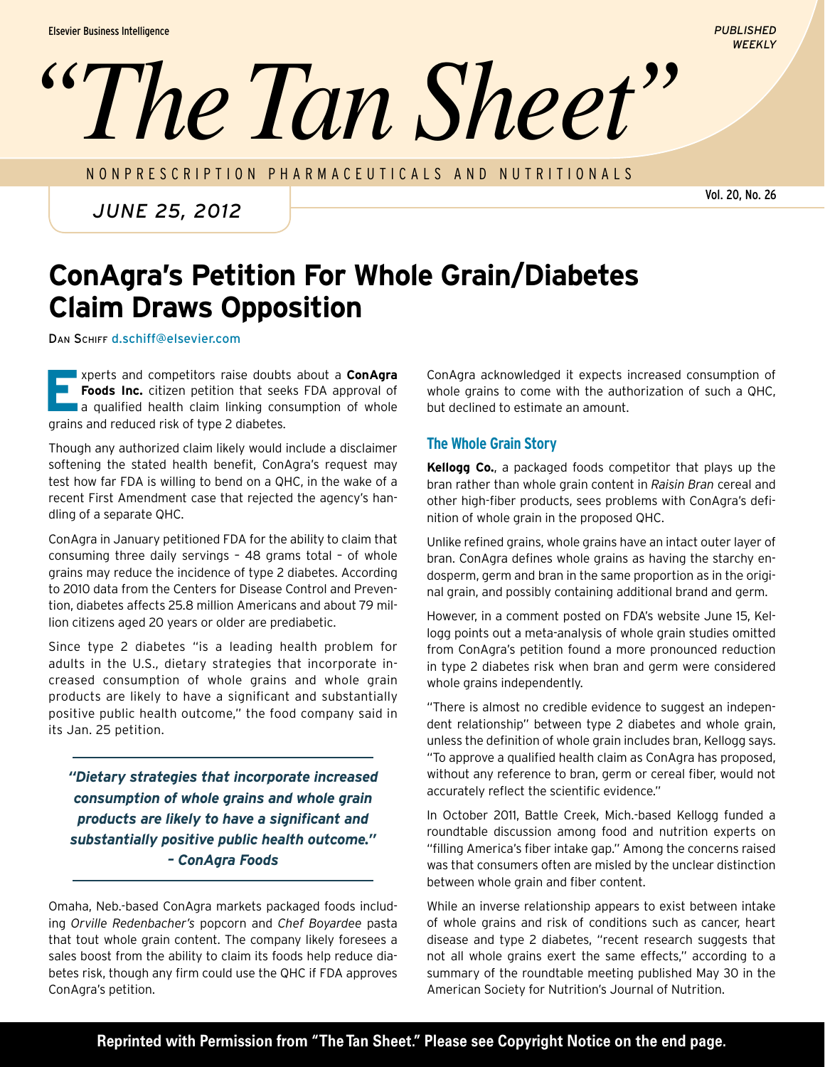# "The Tan Sheet"

NONPRESCRIPTION PHARMACEUTICALS AND NUTRITIONALS

*JUNE 25, 2012*

## ConAgra's Petition For Whole Grain/Diabetes Claim Draws Opposition

DAN SCHIFF d.schiff@elsevier.com

Experts and competitors raise doubts about a **ConAgra Foods Inc.** citizen petition that seeks FDA approval of a qualified health claim linking consumption of whole grains and reduced risk of type 2 diabetes.

Though any authorized claim likely would include a disclaimer softening the stated health benefit, ConAgra's request may test how far FDA is willing to bend on a QHC, in the wake of a recent First Amendment case that rejected the agency's handling of a separate QHC.

ConAgra in January petitioned FDA for the ability to claim that consuming three daily servings – 48 grams total – of whole grains may reduce the incidence of type 2 diabetes. According to 2010 data from the Centers for Disease Control and Prevention, diabetes affects 25.8 million Americans and about 79 million citizens aged 20 years or older are prediabetic.

Since type 2 diabetes "is a leading health problem for adults in the U.S., dietary strategies that incorporate increased consumption of whole grains and whole grain products are likely to have a significant and substantially positive public health outcome," the food company said in its Jan. 25 petition.

> ***"Dietary strategies that incorporate increased consumption of whole grains and whole grain products are likely to have a significant and substantially positive public health outcome." – ConAgra Foods***

Omaha, Neb.-based ConAgra markets packaged foods including *Orville Redenbacher's* popcorn and *Chef Boyardee* pasta that tout whole grain content. The company likely foresees a sales boost from the ability to claim its foods help reduce diabetes risk, though any firm could use the QHC if FDA approves ConAgra's petition.

ConAgra acknowledged it expects increased consumption of whole grains to come with the authorization of such a QHC, but declined to estimate an amount.

### The Whole Grain Story

**Kellogg Co.**, a packaged foods competitor that plays up the bran rather than whole grain content in *Raisin Bran* cereal and other high-fiber products, sees problems with ConAgra's definition of whole grain in the proposed QHC.

Unlike refined grains, whole grains have an intact outer layer of bran. ConAgra defines whole grains as having the starchy endosperm, germ and bran in the same proportion as in the original grain, and possibly containing additional brand and germ.

However, in a comment posted on FDA's website June 15, Kellogg points out a meta-analysis of whole grain studies omitted from ConAgra's petition found a more pronounced reduction in type 2 diabetes risk when bran and germ were considered whole grains independently.

"There is almost no credible evidence to suggest an independent relationship" between type 2 diabetes and whole grain, unless the definition of whole grain includes bran, Kellogg says. "To approve a qualified health claim as ConAgra has proposed, without any reference to bran, germ or cereal fiber, would not accurately reflect the scientific evidence."

In October 2011, Battle Creek, Mich.-based Kellogg funded a roundtable discussion among food and nutrition experts on "filling America's fiber intake gap." Among the concerns raised was that consumers often are misled by the unclear distinction between whole grain and fiber content.

While an inverse relationship appears to exist between intake of whole grains and risk of conditions such as cancer, heart disease and type 2 diabetes, "recent research suggests that not all whole grains exert the same effects," according to a summary of the roundtable meeting published May 30 in the American Society for Nutrition's Journal of Nutrition.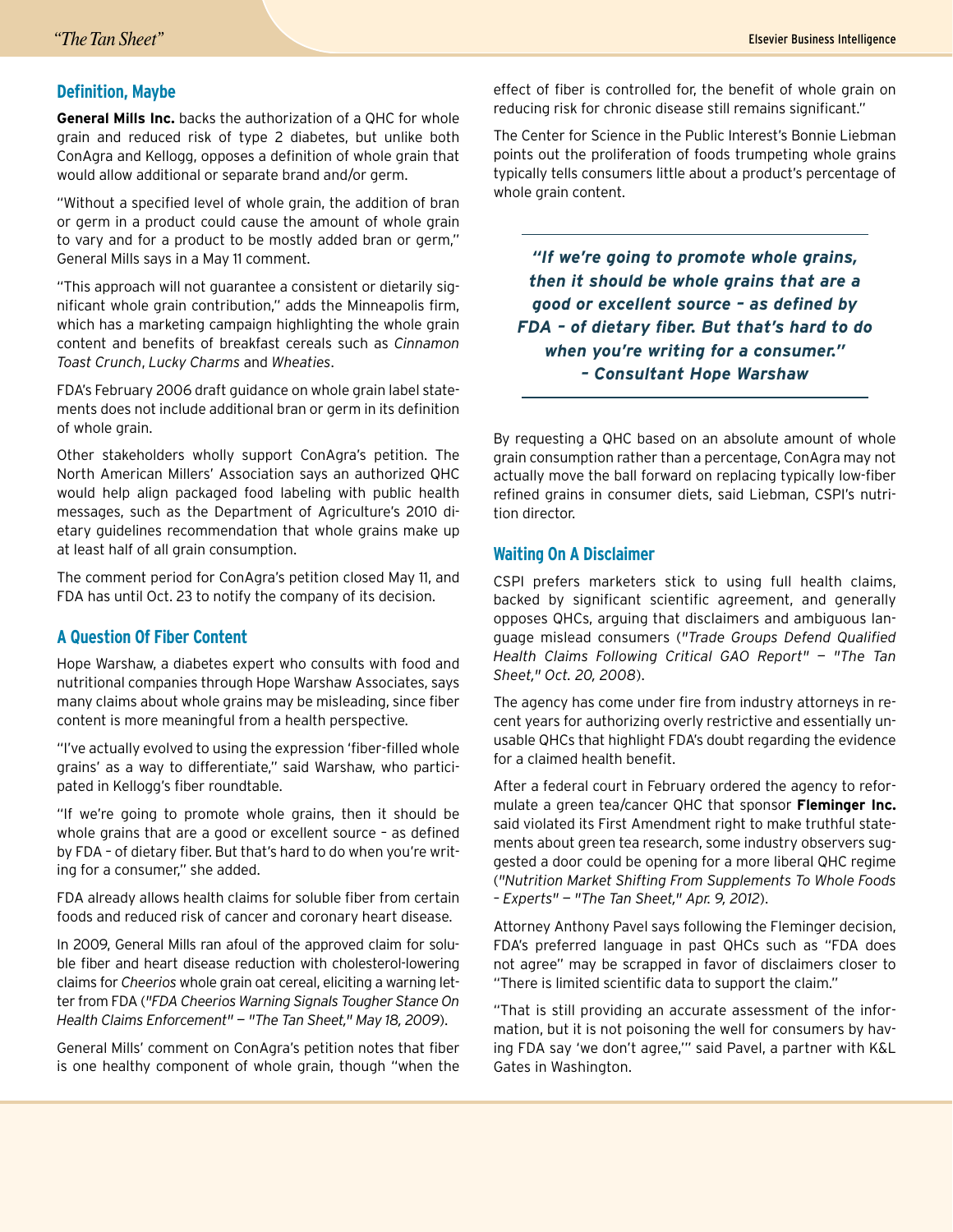## Definition, Maybe

**General Mills Inc.** backs the authorization of a QHC for whole grain and reduced risk of type 2 diabetes, but unlike both ConAgra and Kellogg, opposes a definition of whole grain that would allow additional or separate brand and/or germ.

"Without a specified level of whole grain, the addition of bran or germ in a product could cause the amount of whole grain to vary and for a product to be mostly added bran or germ," General Mills says in a May 11 comment.

"This approach will not guarantee a consistent or dietarily significant whole grain contribution," adds the Minneapolis firm, which has a marketing campaign highlighting the whole grain content and benefits of breakfast cereals such as *Cinnamon Toast Crunch*, *Lucky Charms* and *Wheaties*.

FDA's February 2006 draft guidance on whole grain label statements does not include additional bran or germ in its definition of whole grain.

Other stakeholders wholly support ConAgra's petition. The North American Millers' Association says an authorized QHC would help align packaged food labeling with public health messages, such as the Department of Agriculture's 2010 dietary guidelines recommendation that whole grains make up at least half of all grain consumption.

The comment period for ConAgra's petition closed May 11, and FDA has until Oct. 23 to notify the company of its decision.

## A Question Of Fiber Content

Hope Warshaw, a diabetes expert who consults with food and nutritional companies through Hope Warshaw Associates, says many claims about whole grains may be misleading, since fiber content is more meaningful from a health perspective.

"I've actually evolved to using the expression 'fiber-filled whole grains' as a way to differentiate," said Warshaw, who participated in Kellogg's fiber roundtable.

"If we're going to promote whole grains, then it should be whole grains that are a good or excellent source – as defined by FDA – of dietary fiber. But that's hard to do when you're writing for a consumer," she added.

FDA already allows health claims for soluble fiber from certain foods and reduced risk of cancer and coronary heart disease.

In 2009, General Mills ran afoul of the approved claim for soluble fiber and heart disease reduction with cholesterol-lowering claims for *Cheerios* whole grain oat cereal, eliciting a warning letter from FDA (*"FDA Cheerios Warning Signals Tougher Stance On Health Claims Enforcement" — "The Tan Sheet," May 18, 2009*).

General Mills' comment on ConAgra's petition notes that fiber is one healthy component of whole grain, though "when the effect of fiber is controlled for, the benefit of whole grain on reducing risk for chronic disease still remains significant."

The Center for Science in the Public Interest's Bonnie Liebman points out the proliferation of foods trumpeting whole grains typically tells consumers little about a product's percentage of whole grain content.

> ***"If we're going to promote whole grains, then it should be whole grains that are a good or excellent source – as defined by FDA – of dietary fiber. But that's hard to do when you're writing for a consumer." – Consultant Hope Warshaw***

By requesting a QHC based on an absolute amount of whole grain consumption rather than a percentage, ConAgra may not actually move the ball forward on replacing typically low-fiber refined grains in consumer diets, said Liebman, CSPI's nutrition director.

## Waiting On A Disclaimer

CSPI prefers marketers stick to using full health claims, backed by significant scientific agreement, and generally opposes QHCs, arguing that disclaimers and ambiguous language mislead consumers (*"Trade Groups Defend Qualified Health Claims Following Critical GAO Report" — "The Tan Sheet," Oct. 20, 2008*).

The agency has come under fire from industry attorneys in recent years for authorizing overly restrictive and essentially unusable QHCs that highlight FDA's doubt regarding the evidence for a claimed health benefit.

After a federal court in February ordered the agency to reformulate a green tea/cancer QHC that sponsor **Fleminger Inc.** said violated its First Amendment right to make truthful statements about green tea research, some industry observers suggested a door could be opening for a more liberal QHC regime (*"Nutrition Market Shifting From Supplements To Whole Foods – Experts" — "The Tan Sheet," Apr. 9, 2012*).

Attorney Anthony Pavel says following the Fleminger decision, FDA's preferred language in past QHCs such as "FDA does not agree" may be scrapped in favor of disclaimers closer to "There is limited scientific data to support the claim."

"That is still providing an accurate assessment of the information, but it is not poisoning the well for consumers by having FDA say 'we don't agree,'" said Pavel, a partner with K&L Gates in Washington.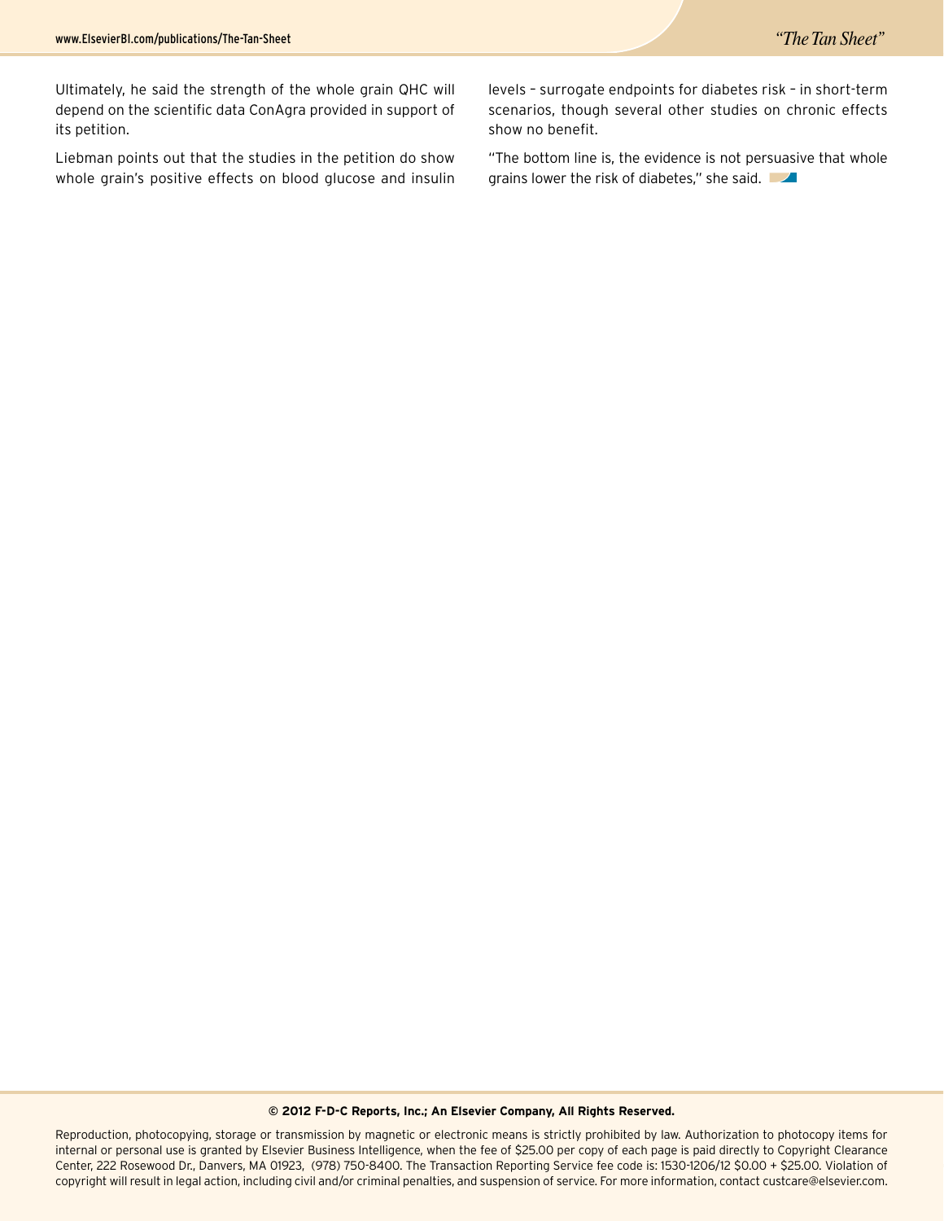Ultimately, he said the strength of the whole grain QHC will depend on the scientific data ConAgra provided in support of its petition.

Liebman points out that the studies in the petition do show whole grain's positive effects on blood glucose and insulin levels – surrogate endpoints for diabetes risk – in short-term scenarios, though several other studies on chronic effects show no benefit.

"The bottom line is, the evidence is not persuasive that whole grains lower the risk of diabetes," she said.

**© 2012 F-D-C Reports, Inc.; An Elsevier Company, All Rights Reserved.**

Reproduction, photocopying, storage or transmission by magnetic or electronic means is strictly prohibited by law. Authorization to photocopy items for internal or personal use is granted by Elsevier Business Intelligence, when the fee of $25.00 per copy of each page is paid directly to Copyright Clearance Center, 222 Rosewood Dr., Danvers, MA 01923, (978) 750-8400. The Transaction Reporting Service fee code is: 1530-1206/12 $0.00 + $25.00. Violation of copyright will result in legal action, including civil and/or criminal penalties, and suspension of service. For more information, contact custcare@elsevier.com.